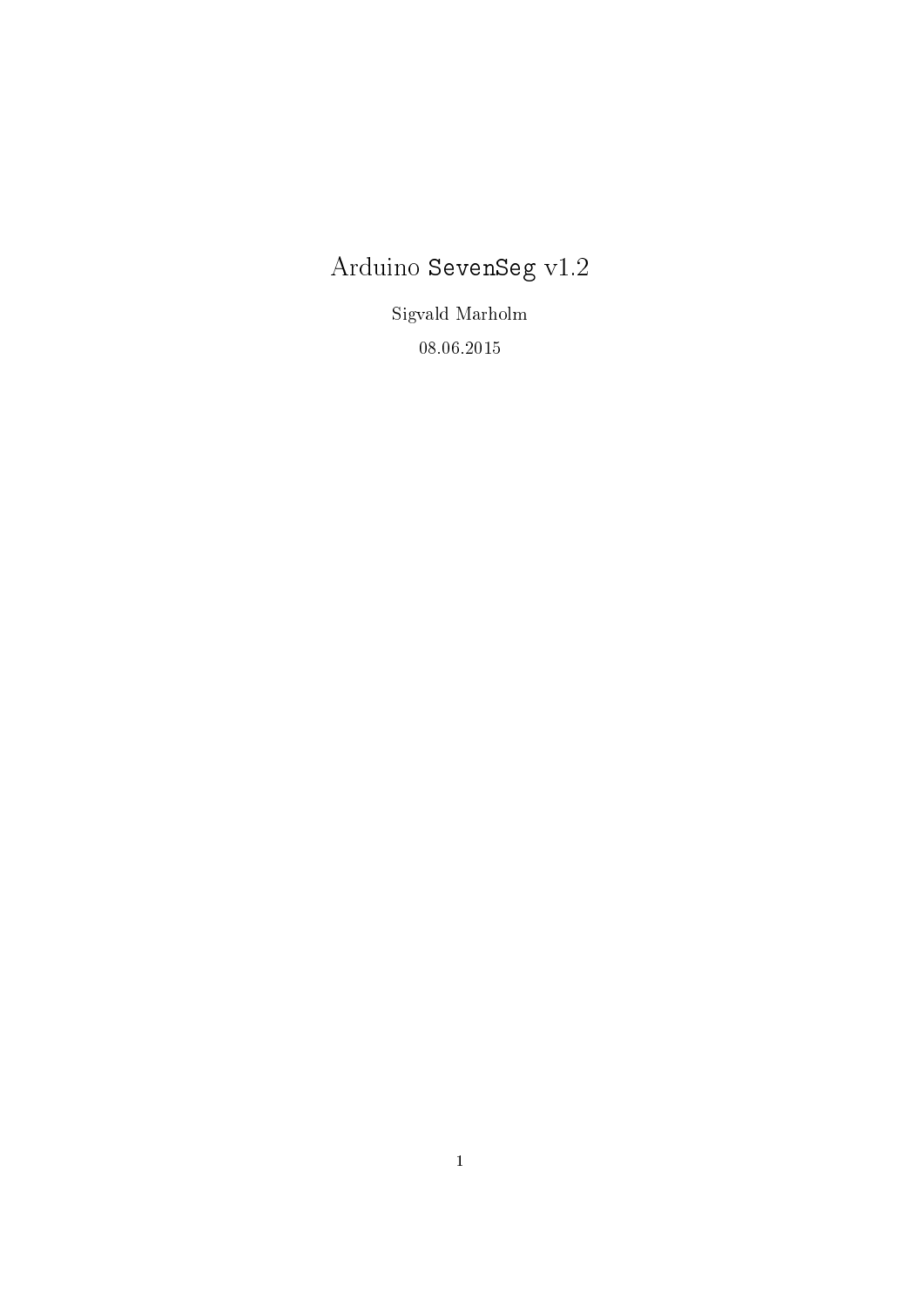# Arduino `SevenSeg` v1.2

Sigvald Marholm

08.06.2015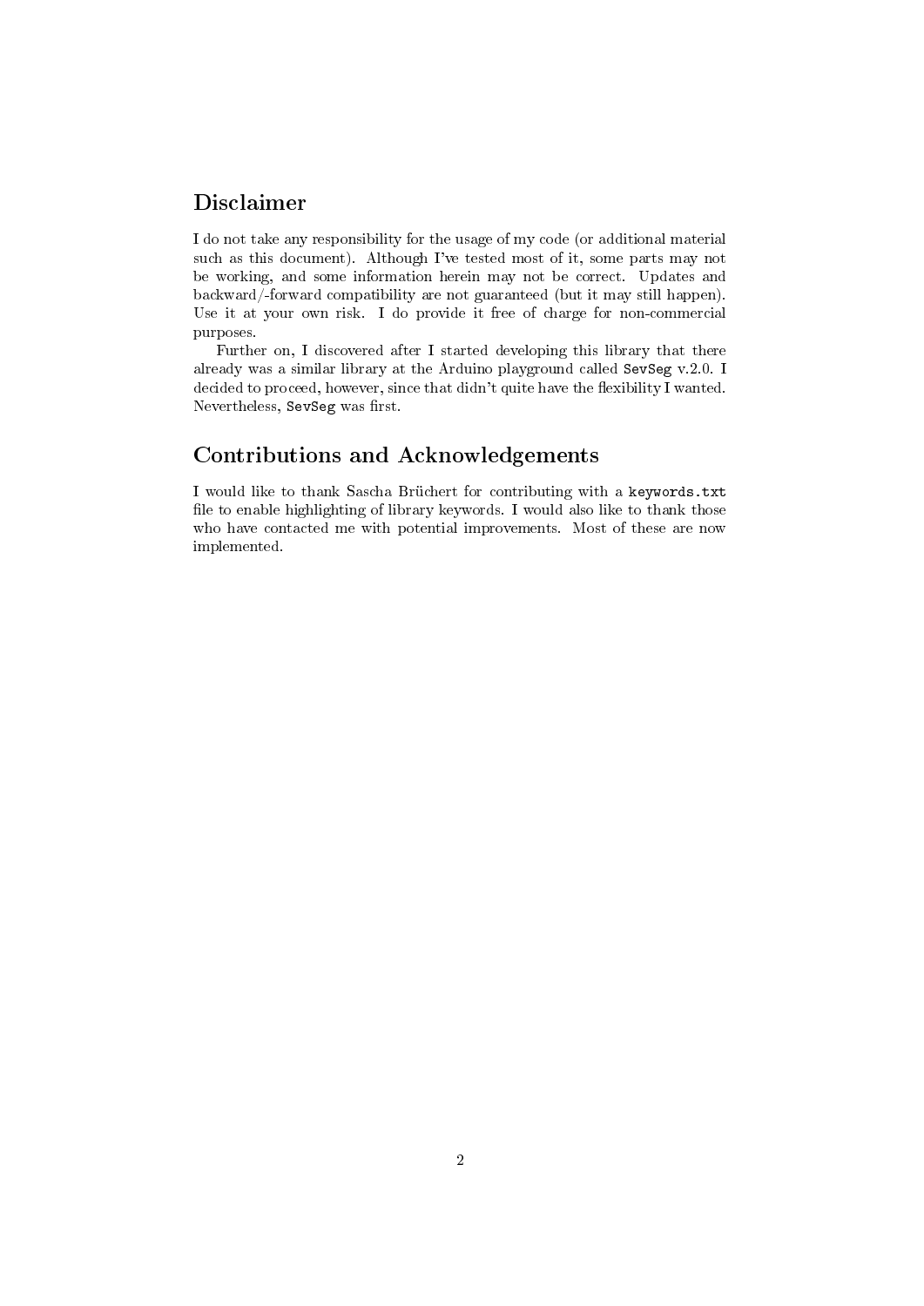## Disclaimer

I do not take any responsibility for the usage of my code (or additional material such as this document). Although I've tested most of it, some parts may not be working, and some information herein may not be correct. Updates and backward/-forward compatibility are not guaranteed (but it may still happen). Use it at your own risk. I do provide it free of charge for non-commercial purposes.

Further on, I discovered after I started developing this library that there already was a similar library at the Arduino playground called `SevSeg` v.2.0. I decided to proceed, however, since that didn't quite have the flexibility I wanted. Nevertheless, `SevSeg` was first.

## Contributions and Acknowledgements

I would like to thank Sascha Brüchert for contributing with a `keywords.txt` file to enable highlighting of library keywords. I would also like to thank those who have contacted me with potential improvements. Most of these are now implemented.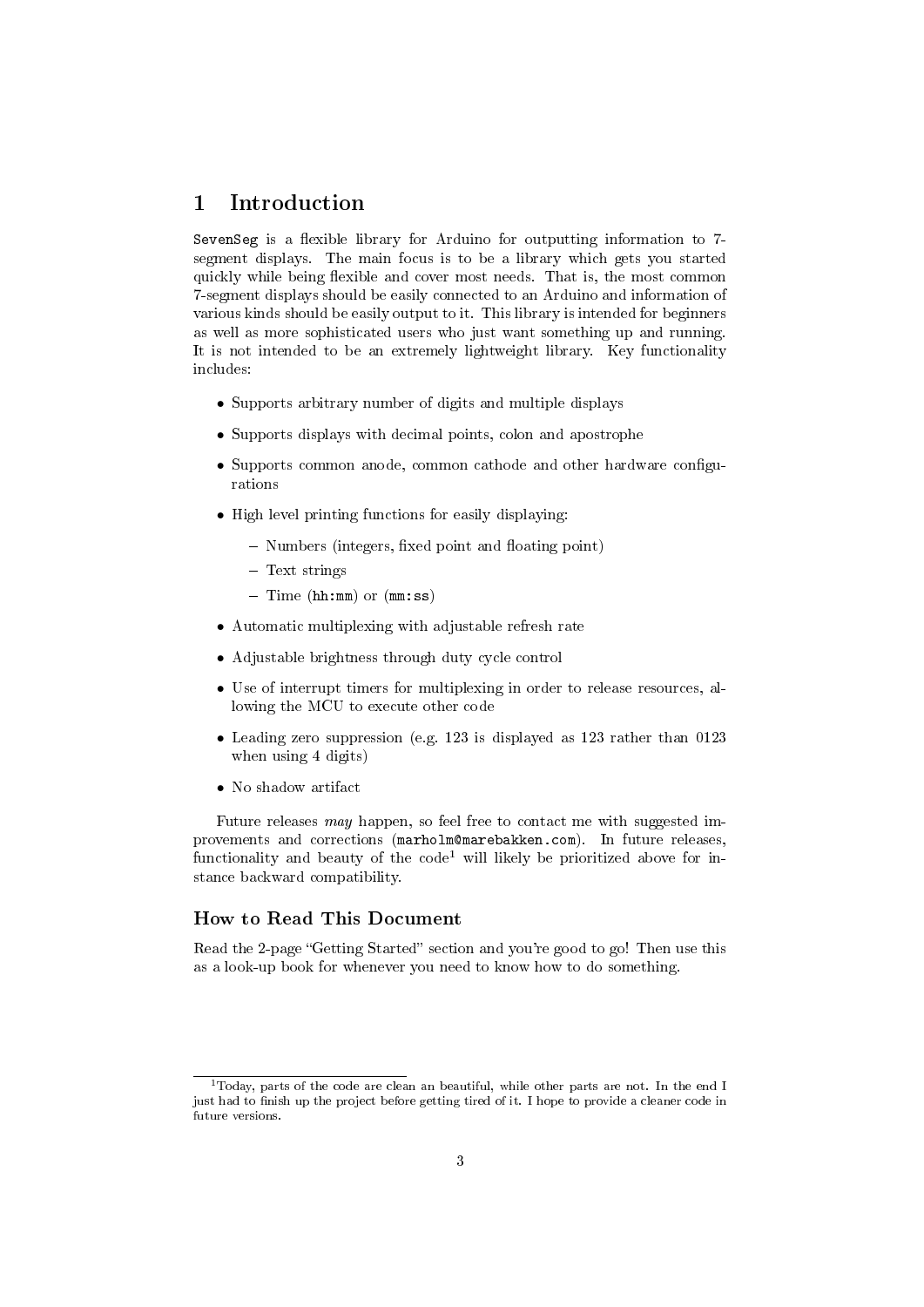# 1 Introduction

`SevenSeg` is a flexible library for Arduino for outputting information to 7-segment displays. The main focus is to be a library which gets you started quickly while being flexible and cover most needs. That is, the most common 7-segment displays should be easily connected to an Arduino and information of various kinds should be easily output to it. This library is intended for beginners as well as more sophisticated users who just want something up and running. It is not intended to be an extremely lightweight library. Key functionality includes:

- Supports arbitrary number of digits and multiple displays
- Supports displays with decimal points, colon and apostrophe
- Supports common anode, common cathode and other hardware configurations
- High level printing functions for easily displaying:
  - Numbers (integers, fixed point and floating point)
  - Text strings
  - Time (`hh:mm`) or (`mm:ss`)
- Automatic multiplexing with adjustable refresh rate
- Adjustable brightness through duty cycle control
- Use of interrupt timers for multiplexing in order to release resources, allowing the MCU to execute other code
- Leading zero suppression (e.g. 123 is displayed as 123 rather than 0123 when using 4 digits)
- No shadow artifact

Future releases *may* happen, so feel free to contact me with suggested improvements and corrections (`marholm@marebakken.com`). In future releases, functionality and beauty of the code[1] will likely be prioritized above for instance backward compatibility.

## How to Read This Document

Read the 2-page "Getting Started" section and you're good to go! Then use this as a look-up book for whenever you need to know how to do something.

[1] Today, parts of the code are clean an beautiful, while other parts are not. In the end I just had to finish up the project before getting tired of it. I hope to provide a cleaner code in future versions.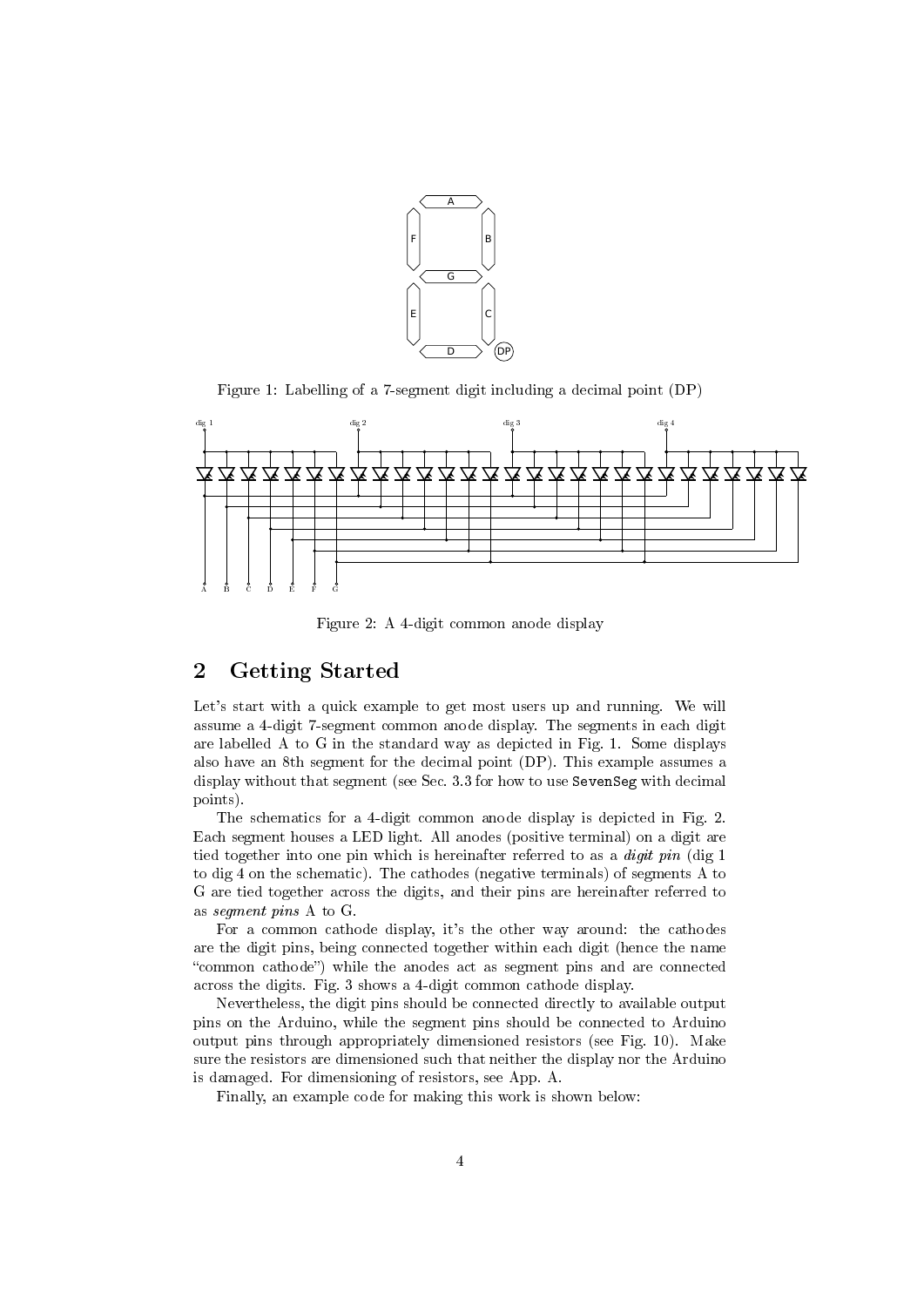Figure 1: Labelling of a 7-segment digit including a decimal point (DP)

Figure 2: A 4-digit common anode display

## 2 Getting Started

Let's start with a quick example to get most users up and running. We will assume a 4-digit 7-segment common anode display. The segments in each digit are labelled A to G in the standard way as depicted in Fig. 1. Some displays also have an 8th segment for the decimal point (DP). This example assumes a display without that segment (see Sec. 3.3 for how to use `SevenSeg` with decimal points).

The schematics for a 4-digit common anode display is depicted in Fig. 2. Each segment houses a LED light. All anodes (positive terminal) on a digit are tied together into one pin which is hereinafter referred to as a *digit pin* (dig 1 to dig 4 on the schematic). The cathodes (negative terminals) of segments A to G are tied together across the digits, and their pins are hereinafter referred to as *segment pins* A to G.

For a common cathode display, it's the other way around: the cathodes are the digit pins, being connected together within each digit (hence the name "common cathode") while the anodes act as segment pins and are connected across the digits. Fig. 3 shows a 4-digit common cathode display.

Nevertheless, the digit pins should be connected directly to available output pins on the Arduino, while the segment pins should be connected to Arduino output pins through appropriately dimensioned resistors (see Fig. 10). Make sure the resistors are dimensioned such that neither the display nor the Arduino is damaged. For dimensioning of resistors, see App. A.

Finally, an example code for making this work is shown below: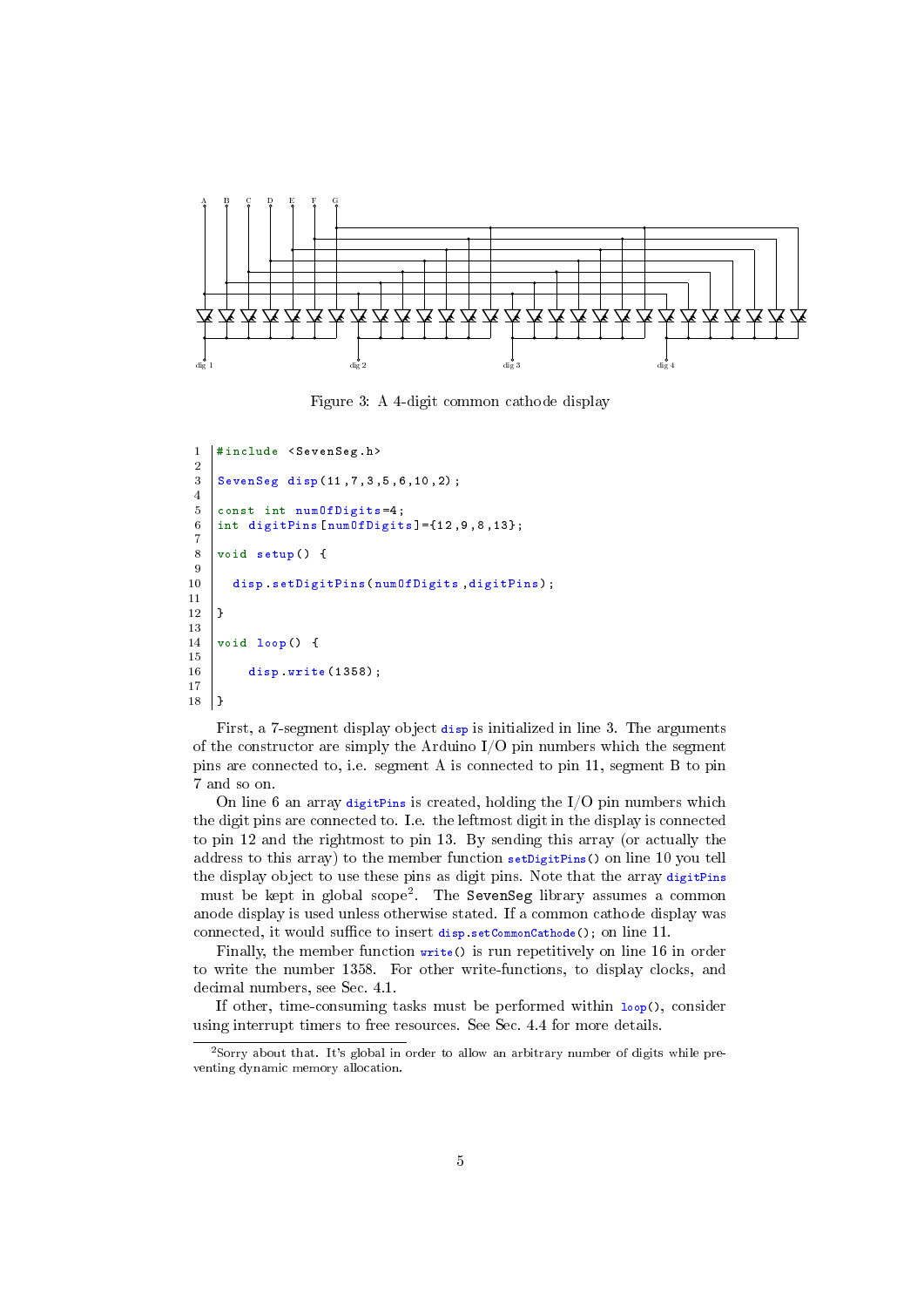A B C D E F G

dig 1 dig 2 dig 3 dig 4

Figure 3: A 4-digit common cathode display

```
#include <SevenSeg.h>

SevenSeg disp(11,7,3,5,6,10,2);

const int numOfDigits=4;
int digitPins[numOfDigits]={12,9,8,13};

void setup() {

  disp.setDigitPins(numOfDigits,digitPins);

}

void loop() {

    disp.write(1358);

}
```

First, a 7-segment display object `disp` is initialized in line 3. The arguments of the constructor are simply the Arduino I/O pin numbers which the segment pins are connected to, i.e. segment A is connected to pin 11, segment B to pin 7 and so on.

On line 6 an array `digitPins` is created, holding the I/O pin numbers which the digit pins are connected to. I.e. the leftmost digit in the display is connected to pin 12 and the rightmost to pin 13. By sending this array (or actually the address to this array) to the member function `setDigitPins()` on line 10 you tell the display object to use these pins as digit pins. Note that the array `digitPins` must be kept in global scope[2]. The `SevenSeg` library assumes a common anode display is used unless otherwise stated. If a common cathode display was connected, it would suffice to insert `disp.setCommonCathode();` on line 11.

Finally, the member function `write()` is run repetitively on line 16 in order to write the number 1358. For other write-functions, to display clocks, and decimal numbers, see Sec. 4.1.

If other, time-consuming tasks must be performed within `loop()`, consider using interrupt timers to free resources. See Sec. 4.4 for more details.

[2]Sorry about that. It's global in order to allow an arbitrary number of digits while preventing dynamic memory allocation.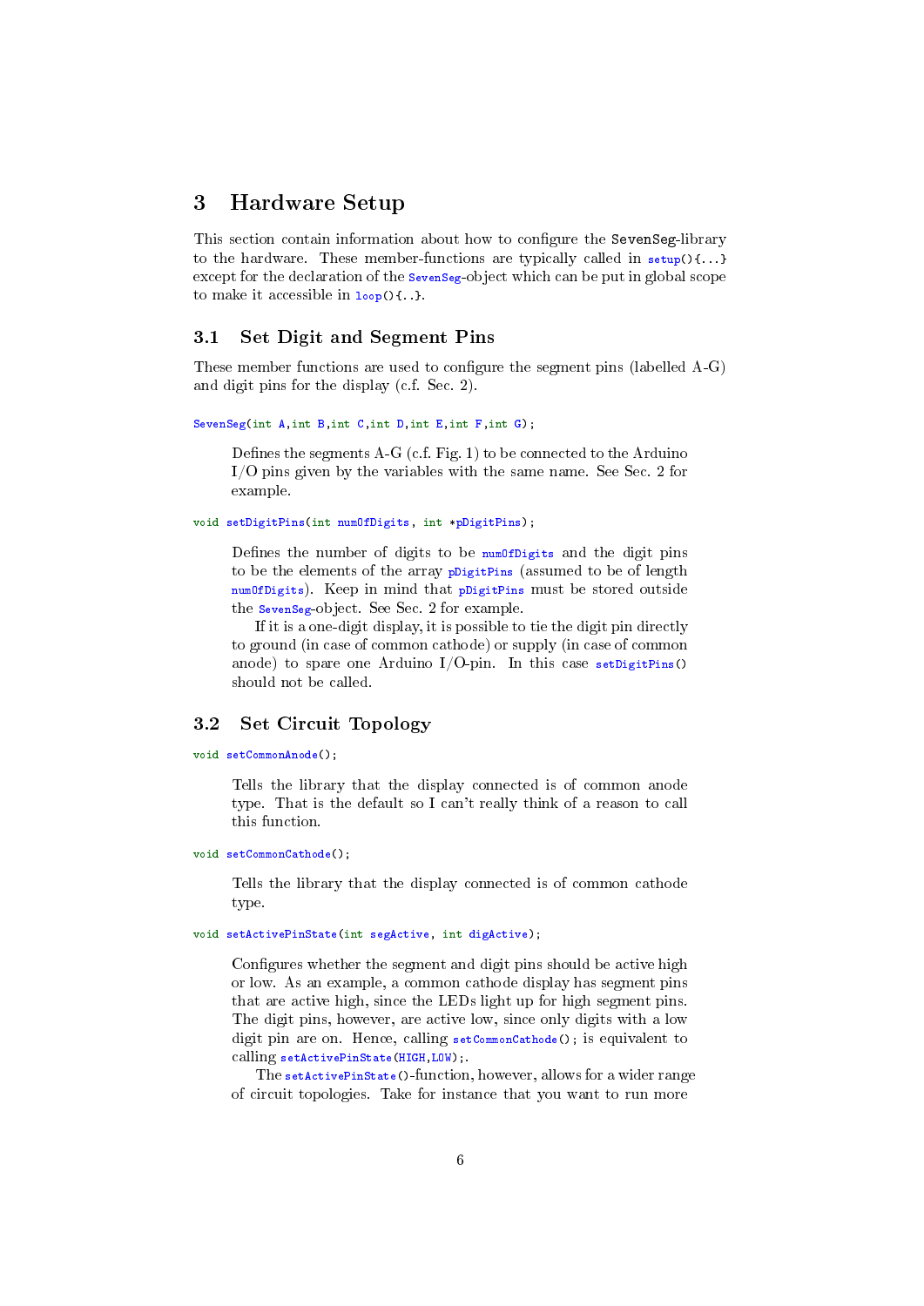# 3 Hardware Setup

This section contain information about how to configure the SevenSeg-library to the hardware. These member-functions are typically called in `setup(){...}` except for the declaration of the `SevenSeg`-object which can be put in global scope to make it accessible in `loop(){..}`.

## 3.1 Set Digit and Segment Pins

These member functions are used to configure the segment pins (labelled A-G) and digit pins for the display (c.f. Sec. 2).

```
SevenSeg(int A,int B,int C,int D,int E,int F,int G);
```

Defines the segments A-G (c.f. Fig. 1) to be connected to the Arduino I/O pins given by the variables with the same name. See Sec. 2 for example.

```
void setDigitPins(int numOfDigits, int *pDigitPins);
```

Defines the number of digits to be `numOfDigits` and the digit pins to be the elements of the array `pDigitPins` (assumed to be of length `numOfDigits`). Keep in mind that `pDigitPins` must be stored outside the `SevenSeg`-object. See Sec. 2 for example.

If it is a one-digit display, it is possible to tie the digit pin directly to ground (in case of common cathode) or supply (in case of common anode) to spare one Arduino I/O-pin. In this case `setDigitPins()` should not be called.

## 3.2 Set Circuit Topology

```
void setCommonAnode();
```

Tells the library that the display connected is of common anode type. That is the default so I can't really think of a reason to call this function.

```
void setCommonCathode();
```

Tells the library that the display connected is of common cathode type.

```
void setActivePinState(int segActive, int digActive);
```

Configures whether the segment and digit pins should be active high or low. As an example, a common cathode display has segment pins that are active high, since the LEDs light up for high segment pins. The digit pins, however, are active low, since only digits with a low digit pin are on. Hence, calling `setCommonCathode();` is equivalent to calling `setActivePinState(HIGH,LOW);`.

The `setActivePinState()`-function, however, allows for a wider range of circuit topologies. Take for instance that you want to run more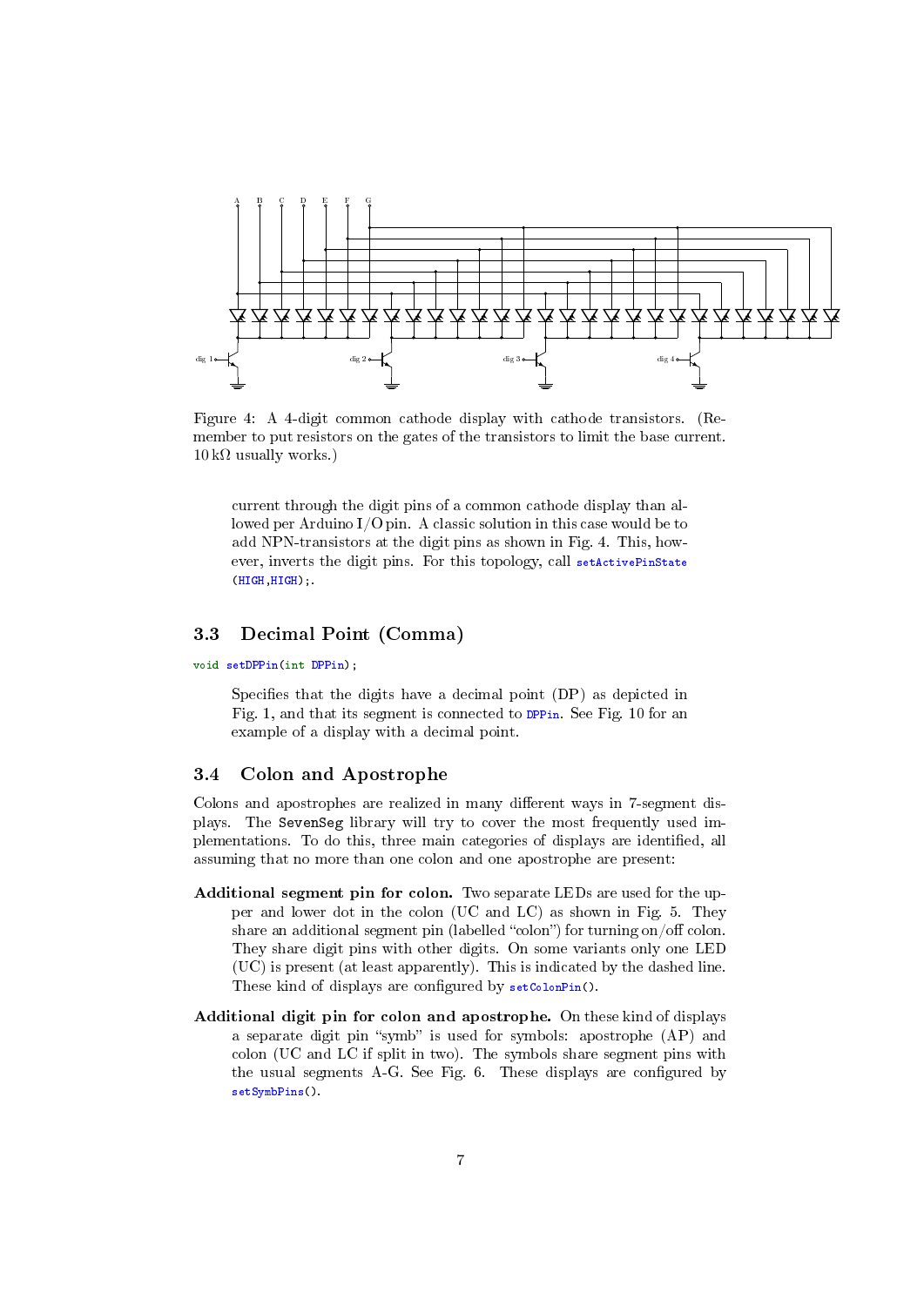Figure 4: A 4-digit common cathode display with cathode transistors. (Remember to put resistors on the gates of the transistors to limit the base current. 10 kΩ usually works.)

current through the digit pins of a common cathode display than allowed per Arduino I/O pin. A classic solution in this case would be to add NPN-transistors at the digit pins as shown in Fig. 4. This, however, inverts the digit pins. For this topology, call `setActivePinState (HIGH,HIGH);`.

## 3.3 Decimal Point (Comma)

```
void setDPPin(int DPPin);
```

Specifies that the digits have a decimal point (DP) as depicted in Fig. 1, and that its segment is connected to `DPPin`. See Fig. 10 for an example of a display with a decimal point.

## 3.4 Colon and Apostrophe

Colons and apostrophes are realized in many different ways in 7-segment displays. The `SevenSeg` library will try to cover the most frequently used implementations. To do this, three main categories of displays are identified, all assuming that no more than one colon and one apostrophe are present:

**Additional segment pin for colon.** Two separate LEDs are used for the upper and lower dot in the colon (UC and LC) as shown in Fig. 5. They share an additional segment pin (labelled "colon") for turning on/off colon. They share digit pins with other digits. On some variants only one LED (UC) is present (at least apparently). This is indicated by the dashed line. These kind of displays are configured by `setColonPin()`.

**Additional digit pin for colon and apostrophe.** On these kind of displays a separate digit pin "symb" is used for symbols: apostrophe (AP) and colon (UC and LC if split in two). The symbols share segment pins with the usual segments A-G. See Fig. 6. These displays are configured by `setSymbPins()`.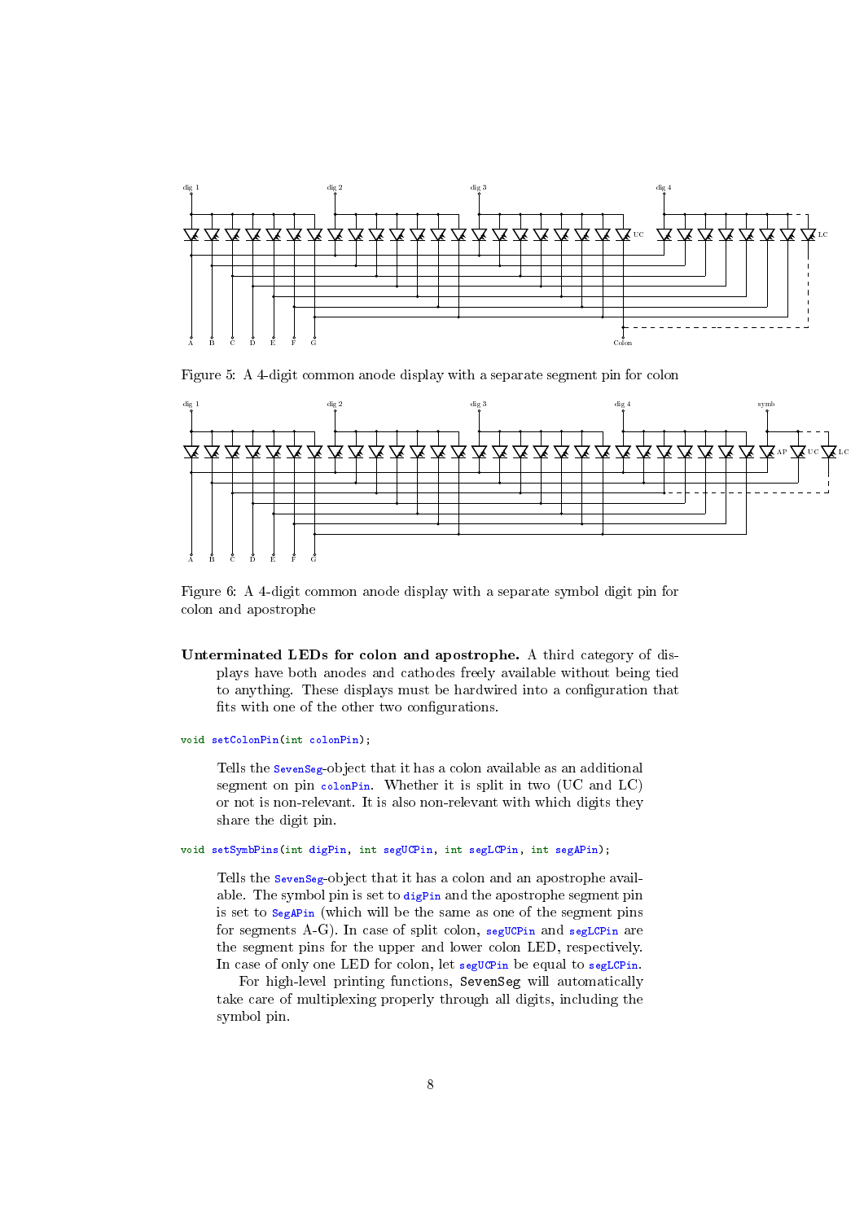Figure 5: A 4-digit common anode display with a separate segment pin for colon

Figure 6: A 4-digit common anode display with a separate symbol digit pin for colon and apostrophe

**Unterminated LEDs for colon and apostrophe.** A third category of displays have both anodes and cathodes freely available without being tied to anything. These displays must be hardwired into a configuration that fits with one of the other two configurations.

```
void setColonPin(int colonPin);
```

Tells the SevenSeg-object that it has a colon available as an additional segment on pin colonPin. Whether it is split in two (UC and LC) or not is non-relevant. It is also non-relevant with which digits they share the digit pin.

```
void setSymbPins(int digPin, int segUCPin, int segLCPin, int segAPin);
```

Tells the SevenSeg-object that it has a colon and an apostrophe available. The symbol pin is set to digPin and the apostrophe segment pin is set to SegAPin (which will be the same as one of the segment pins for segments A-G). In case of split colon, segUCPin and segLCPin are the segment pins for the upper and lower colon LED, respectively. In case of only one LED for colon, let segUCPin be equal to segLCPin.

For high-level printing functions, SevenSeg will automatically take care of multiplexing properly through all digits, including the symbol pin.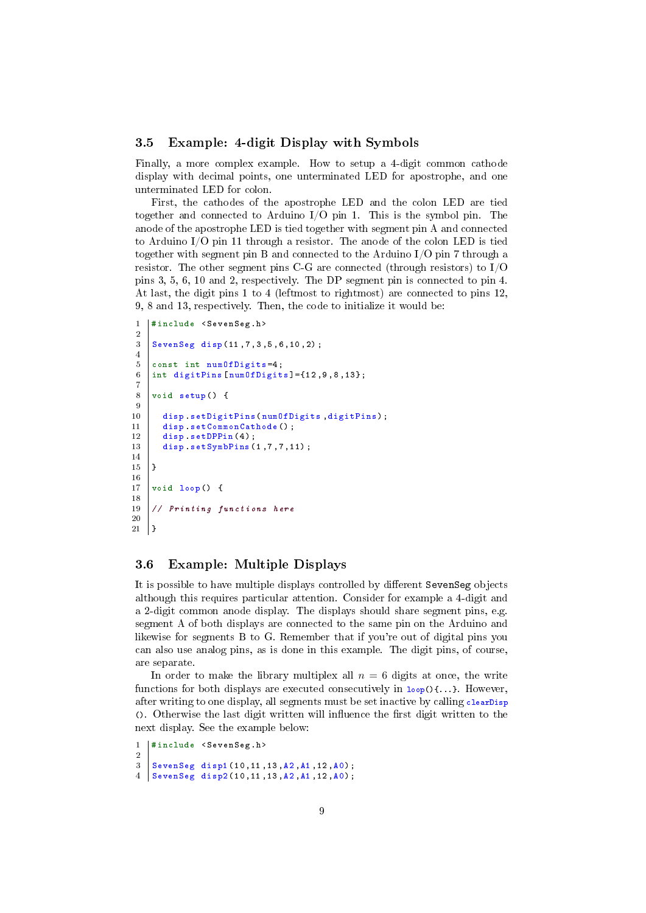### 3.5 Example: 4-digit Display with Symbols

Finally, a more complex example. How to setup a 4-digit common cathode display with decimal points, one unterminated LED for apostrophe, and one unterminated LED for colon.

First, the cathodes of the apostrophe LED and the colon LED are tied together and connected to Arduino I/O pin 1. This is the symbol pin. The anode of the apostrophe LED is tied together with segment pin A and connected to Arduino I/O pin 11 through a resistor. The anode of the colon LED is tied together with segment pin B and connected to the Arduino I/O pin 7 through a resistor. The other segment pins C-G are connected (through resistors) to I/O pins 3, 5, 6, 10 and 2, respectively. The DP segment pin is connected to pin 4. At last, the digit pins 1 to 4 (leftmost to rightmost) are connected to pins 12, 9, 8 and 13, respectively. Then, the code to initialize it would be:

```
#include <SevenSeg.h>

SevenSeg disp(11,7,3,5,6,10,2);

const int numOfDigits=4;
int digitPins[numOfDigits]={12,9,8,13};

void setup() {

  disp.setDigitPins(numOfDigits,digitPins);
  disp.setCommonCathode();
  disp.setDPPin(4);
  disp.setSymbPins(1,7,7,11);

}

void loop() {

// Printing functions here

}
```

### 3.6 Example: Multiple Displays

It is possible to have multiple displays controlled by different `SevenSeg` objects although this requires particular attention. Consider for example a 4-digit and a 2-digit common anode display. The displays should share segment pins, e.g. segment A of both displays are connected to the same pin on the Arduino and likewise for segments B to G. Remember that if you're out of digital pins you can also use analog pins, as is done in this example. The digit pins, of course, are separate.

In order to make the library multiplex all $n = 6$ digits at once, the write functions for both displays are executed consecutively in `loop(){...}`. However, after writing to one display, all segments must be set inactive by calling `clearDisp()`. Otherwise the last digit written will influence the first digit written to the next display. See the example below:

```
#include <SevenSeg.h>

SevenSeg disp1(10,11,13,A2,A1,12,A0);
SevenSeg disp2(10,11,13,A2,A1,12,A0);
```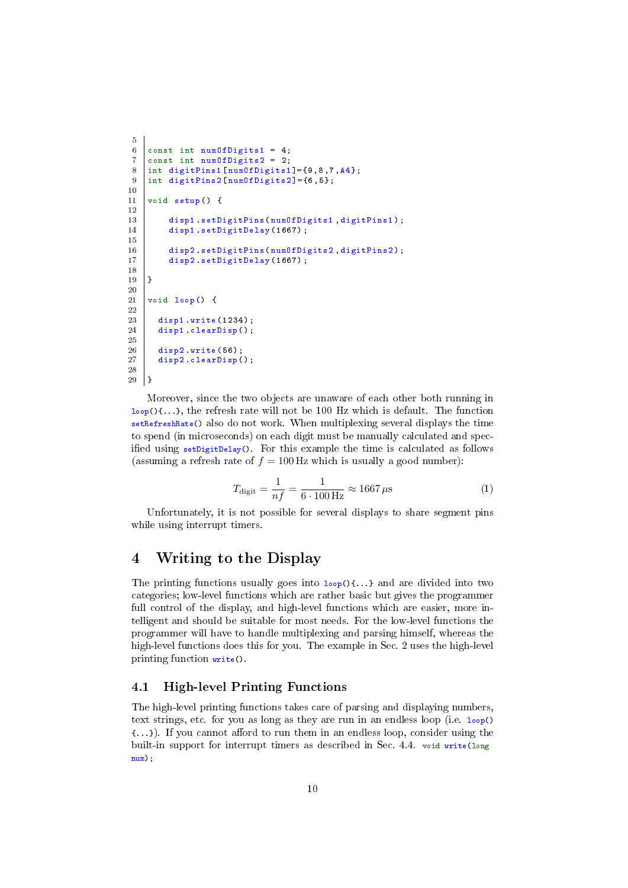```
const int numOfDigits1 = 4;
const int numOfDigits2 = 2;
int digitPins1[numOfDigits1]={9,8,7,A4};
int digitPins2[numOfDigits2]={6,5};

void setup() {

    disp1.setDigitPins(numOfDigits1,digitPins1);
    disp1.setDigitDelay(1667);

    disp2.setDigitPins(numOfDigits2,digitPins2);
    disp2.setDigitDelay(1667);

}

void loop() {

  disp1.write(1234);
  disp1.clearDisp();

  disp2.write(56);
  disp2.clearDisp();

}
```

Moreover, since the two objects are unaware of each other both running in `loop(){...}`, the refresh rate will not be 100 Hz which is default. The function `setRefreshRate()` also do not work. When multiplexing several displays the time to spend (in microseconds) on each digit must be manually calculated and specified using `setDigitDelay()`. For this example the time is calculated as follows (assuming a refresh rate of $f = 100\,\text{Hz}$ which is usually a good number):

$$T_{\text{digit}} = \frac{1}{nf} = \frac{1}{6 \cdot 100\,\text{Hz}} \approx 1667\,\mu\text{s} \tag{1}$$

Unfortunately, it is not possible for several displays to share segment pins while using interrupt timers.

# 4 Writing to the Display

The printing functions usually goes into `loop(){...}` and are divided into two categories; low-level functions which are rather basic but gives the programmer full control of the display, and high-level functions which are easier, more intelligent and should be suitable for most needs. For the low-level functions the programmer will have to handle multiplexing and parsing himself, whereas the high-level functions does this for you. The example in Sec. 2 uses the high-level printing function `write()`.

## 4.1 High-level Printing Functions

The high-level printing functions takes care of parsing and displaying numbers, text strings, etc. for you as long as they are run in an endless loop (i.e. `loop(){...}`). If you cannot afford to run them in an endless loop, consider using the built-in support for interrupt timers as described in Sec. 4.4. `void write(long num);`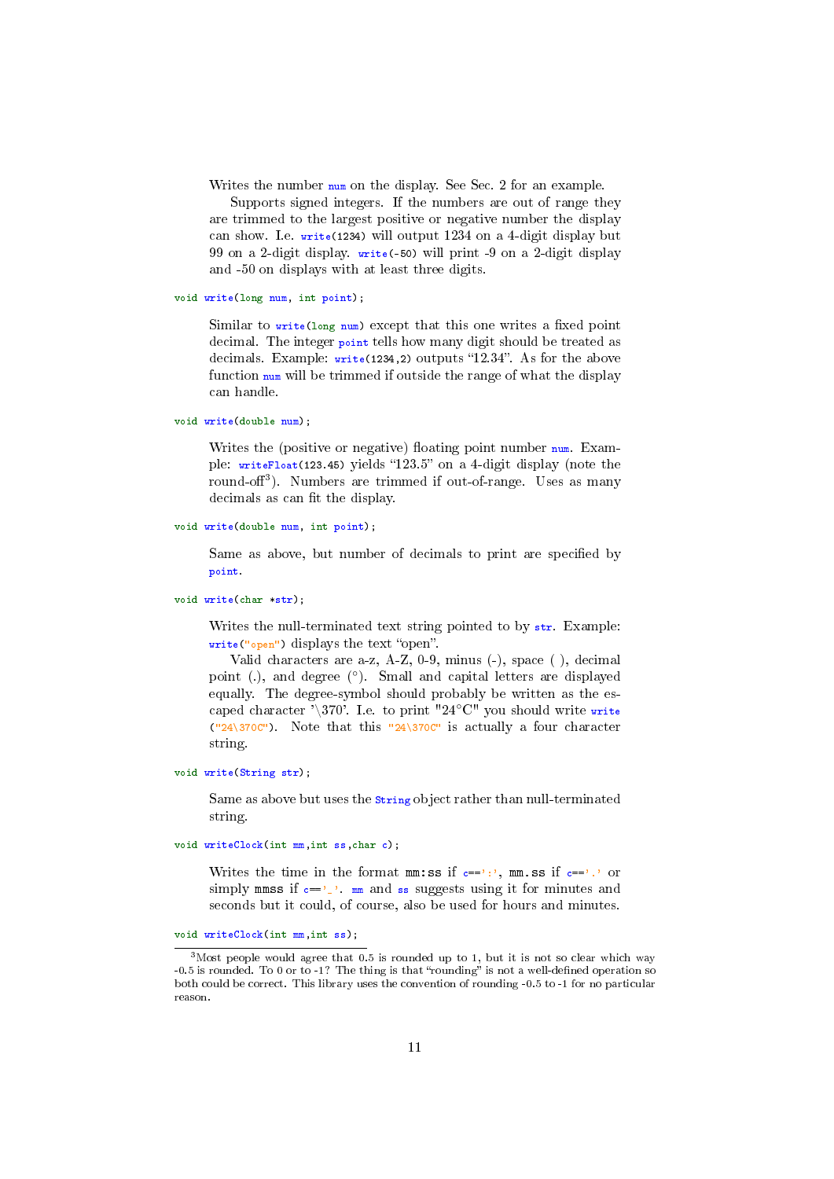Writes the number `num` on the display. See Sec. 2 for an example.

Supports signed integers. If the numbers are out of range they are trimmed to the largest positive or negative number the display can show. I.e. `write(1234)` will output 1234 on a 4-digit display but 99 on a 2-digit display. `write(-50)` will print -9 on a 2-digit display and -50 on displays with at least three digits.

```
void write(long num, int point);
```

Similar to `write(long num)` except that this one writes a fixed point decimal. The integer `point` tells how many digit should be treated as decimals. Example: `write(1234,2)` outputs "12.34". As for the above function `num` will be trimmed if outside the range of what the display can handle.

```
void write(double num);
```

Writes the (positive or negative) floating point number `num`. Example: `writeFloat(123.45)` yields "123.5" on a 4-digit display (note the round-off[3]). Numbers are trimmed if out-of-range. Uses as many decimals as can fit the display.

```
void write(double num, int point);
```

Same as above, but number of decimals to print are specified by `point`.

```
void write(char *str);
```

Writes the null-terminated text string pointed to by `str`. Example: `write("open")` displays the text "open".

Valid characters are a-z, A-Z, 0-9, minus (-), space ( ), decimal point (.), and degree (°). Small and capital letters are displayed equally. The degree-symbol should probably be written as the escaped character '\370'. I.e. to print "24°C" you should write `write("24\370C")`. Note that this `"24\370C"` is actually a four character string.

```
void write(String str);
```

Same as above but uses the `String` object rather than null-terminated string.

```
void writeClock(int mm,int ss,char c);
```

Writes the time in the format `mm:ss` if `c==':'`, `mm.ss` if `c=='.'` or simply `mmss` if `c=='_'`. `mm` and `ss` suggests using it for minutes and seconds but it could, of course, also be used for hours and minutes.

```
void writeClock(int mm,int ss);
```

[3] Most people would agree that 0.5 is rounded up to 1, but it is not so clear which way -0.5 is rounded. To 0 or to -1? The thing is that "rounding" is not a well-defined operation so both could be correct. This library uses the convention of rounding -0.5 to -1 for no particular reason.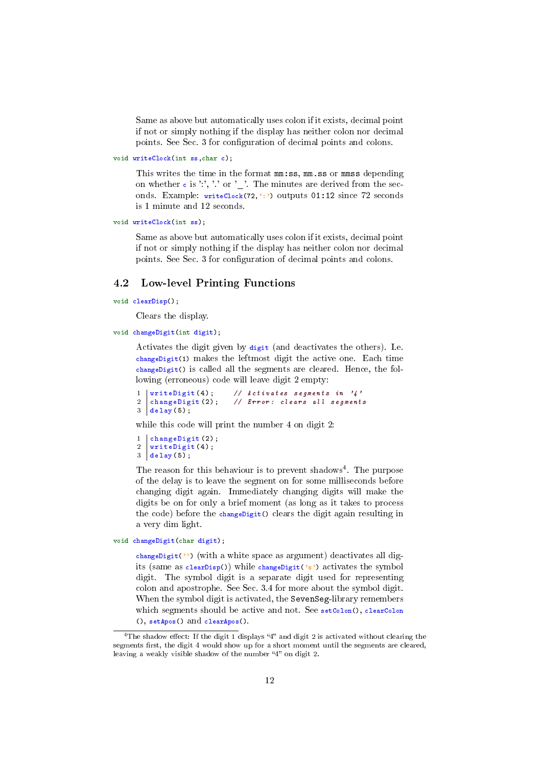Same as above but automatically uses colon if it exists, decimal point if not or simply nothing if the display has neither colon nor decimal points. See Sec. 3 for configuration of decimal points and colons.

`void writeClock(int ss,char c);`

This writes the time in the format `mm:ss`, `mm.ss` or `mmss` depending on whether `c` is ':', '.' or '_'. The minutes are derived from the seconds. Example: `writeClock(72,':')` outputs `01:12` since 72 seconds is 1 minute and 12 seconds.

`void writeClock(int ss);`

Same as above but automatically uses colon if it exists, decimal point if not or simply nothing if the display has neither colon nor decimal points. See Sec. 3 for configuration of decimal points and colons.

## 4.2 Low-level Printing Functions

`void clearDisp();`

Clears the display.

`void changeDigit(int digit);`

Activates the digit given by `digit` (and deactivates the others). I.e. `changeDigit(1)` makes the leftmost digit the active one. Each time `changeDigit()` is called all the segments are cleared. Hence, the following (erroneous) code will leave digit 2 empty:

```
1 writeDigit(4);     // Activates segments in '4'
2 changeDigit(2);    // Error: clears all segments
3 delay(5);
```

while this code will print the number 4 on digit 2:

```
1 changeDigit(2);
2 writeDigit(4);
3 delay(5);
```

The reason for this behaviour is to prevent shadows[4]. The purpose of the delay is to leave the segment on for some milliseconds before changing digit again. Immediately changing digits will make the digits be on for only a brief moment (as long as it takes to process the code) before the `changeDigit()` clears the digit again resulting in a very dim light.

`void changeDigit(char digit);`

`changeDigit(' ')` (with a white space as argument) deactivates all digits (same as `clearDisp()`) while `changeDigit('s')` activates the symbol digit. The symbol digit is a separate digit used for representing colon and apostrophe. See Sec. 3.4 for more about the symbol digit. When the symbol digit is activated, the `SevenSeg`-library remembers which segments should be active and not. See `setColon()`, `clearColon()`, `setApos()` and `clearApos()`.

---

[4] The shadow effect: If the digit 1 displays "4" and digit 2 is activated without clearing the segments first, the digit 4 would show up for a short moment until the segments are cleared, leaving a weakly visible shadow of the number "4" on digit 2.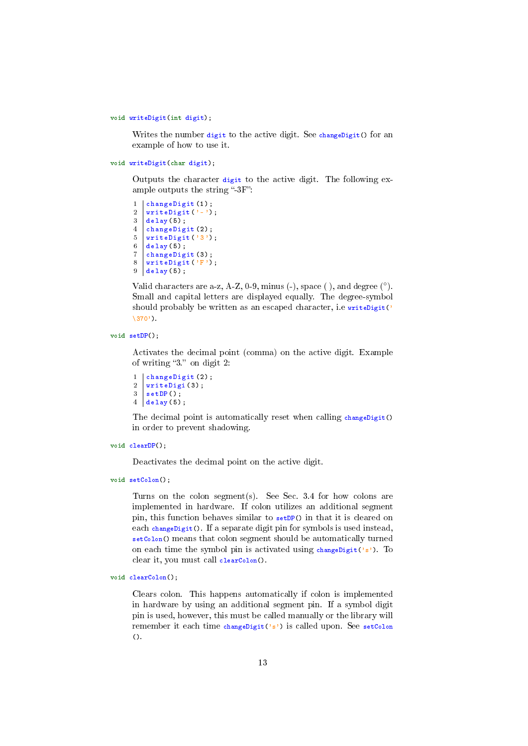`void writeDigit(int digit);`

Writes the number `digit` to the active digit. See `changeDigit()` for an example of how to use it.

`void writeDigit(char digit);`

Outputs the character `digit` to the active digit. The following example outputs the string "-3F":

```
changeDigit(1);
writeDigit('-');
delay(5);
changeDigit(2);
writeDigit('3');
delay(5);
changeDigit(3);
writeDigit('F');
delay(5);
```

Valid characters are a-z, A-Z, 0-9, minus (-), space ( ), and degree (°). Small and capital letters are displayed equally. The degree-symbol should probably be written as an escaped character, i.e `writeDigit('\370')`.

`void setDP();`

Activates the decimal point (comma) on the active digit. Example of writing "3." on digit 2:

```
changeDigit(2);
writeDigi(3);
setDP();
delay(5);
```

The decimal point is automatically reset when calling `changeDigit()` in order to prevent shadowing.

`void clearDP();`

Deactivates the decimal point on the active digit.

`void setColon();`

Turns on the colon segment(s). See Sec. 3.4 for how colons are implemented in hardware. If colon utilizes an additional segment pin, this function behaves similar to `setDP()` in that it is cleared on each `changeDigit()`. If a separate digit pin for symbols is used instead, `setColon()` means that colon segment should be automatically turned on each time the symbol pin is activated using `changeDigit('s')`. To clear it, you must call `clearColon()`.

`void clearColon();`

Clears colon. This happens automatically if colon is implemented in hardware by using an additional segment pin. If a symbol digit pin is used, however, this must be called manually or the library will remember it each time `changeDigit('s')` is called upon. See `setColon()`.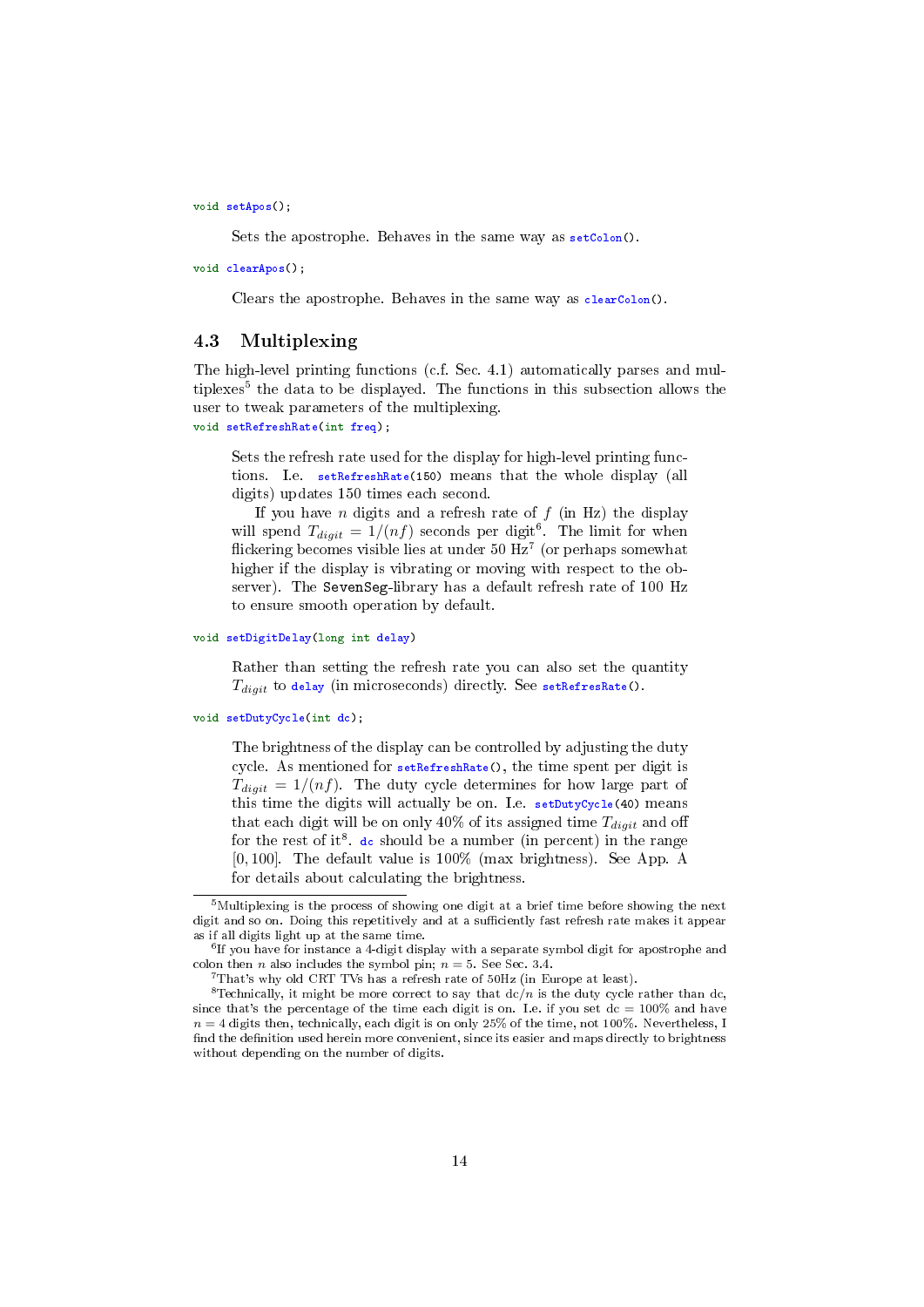```
void setApos();
```

Sets the apostrophe. Behaves in the same way as `setColon()`.

```
void clearApos();
```

Clears the apostrophe. Behaves in the same way as `clearColon()`.

### 4.3 Multiplexing

The high-level printing functions (c.f. Sec. 4.1) automatically parses and multiplexes[5] the data to be displayed. The functions in this subsection allows the user to tweak parameters of the multiplexing.

```
void setRefreshRate(int freq);
```

Sets the refresh rate used for the display for high-level printing functions. I.e. `setRefreshRate(150)` means that the whole display (all digits) updates 150 times each second.

If you have $n$ digits and a refresh rate of $f$ (in Hz) the display will spend $T_{digit} = 1/(nf)$ seconds per digit[6]. The limit for when flickering becomes visible lies at under 50 Hz[7] (or perhaps somewhat higher if the display is vibrating or moving with respect to the observer). The SevenSeg-library has a default refresh rate of 100 Hz to ensure smooth operation by default.

```
void setDigitDelay(long int delay)
```

Rather than setting the refresh rate you can also set the quantity $T_{digit}$ to `delay` (in microseconds) directly. See `setRefresRate()`.

```
void setDutyCycle(int dc);
```

The brightness of the display can be controlled by adjusting the duty cycle. As mentioned for `setRefreshRate()`, the time spent per digit is $T_{digit} = 1/(nf)$. The duty cycle determines for how large part of this time the digits will actually be on. I.e. `setDutyCycle(40)` means that each digit will be on only 40% of its assigned time $T_{digit}$ and off for the rest of it[8]. `dc` should be a number (in percent) in the range $[0, 100]$. The default value is 100% (max brightness). See App. A for details about calculating the brightness.

---

[5] Multiplexing is the process of showing one digit at a brief time before showing the next digit and so on. Doing this repetitively and at a sufficiently fast refresh rate makes it appear as if all digits light up at the same time.

[6] If you have for instance a 4-digit display with a separate symbol digit for apostrophe and colon then $n$ also includes the symbol pin; $n = 5$. See Sec. 3.4.

[7] That's why old CRT TVs has a refresh rate of 50Hz (in Europe at least).

[8] Technically, it might be more correct to say that dc$/n$ is the duty cycle rather than dc, since that's the percentage of the time each digit is on. I.e. if you set dc = 100% and have $n = 4$ digits then, technically, each digit is on only 25% of the time, not 100%. Nevertheless, I find the definition used herein more convenient, since its easier and maps directly to brightness without depending on the number of digits.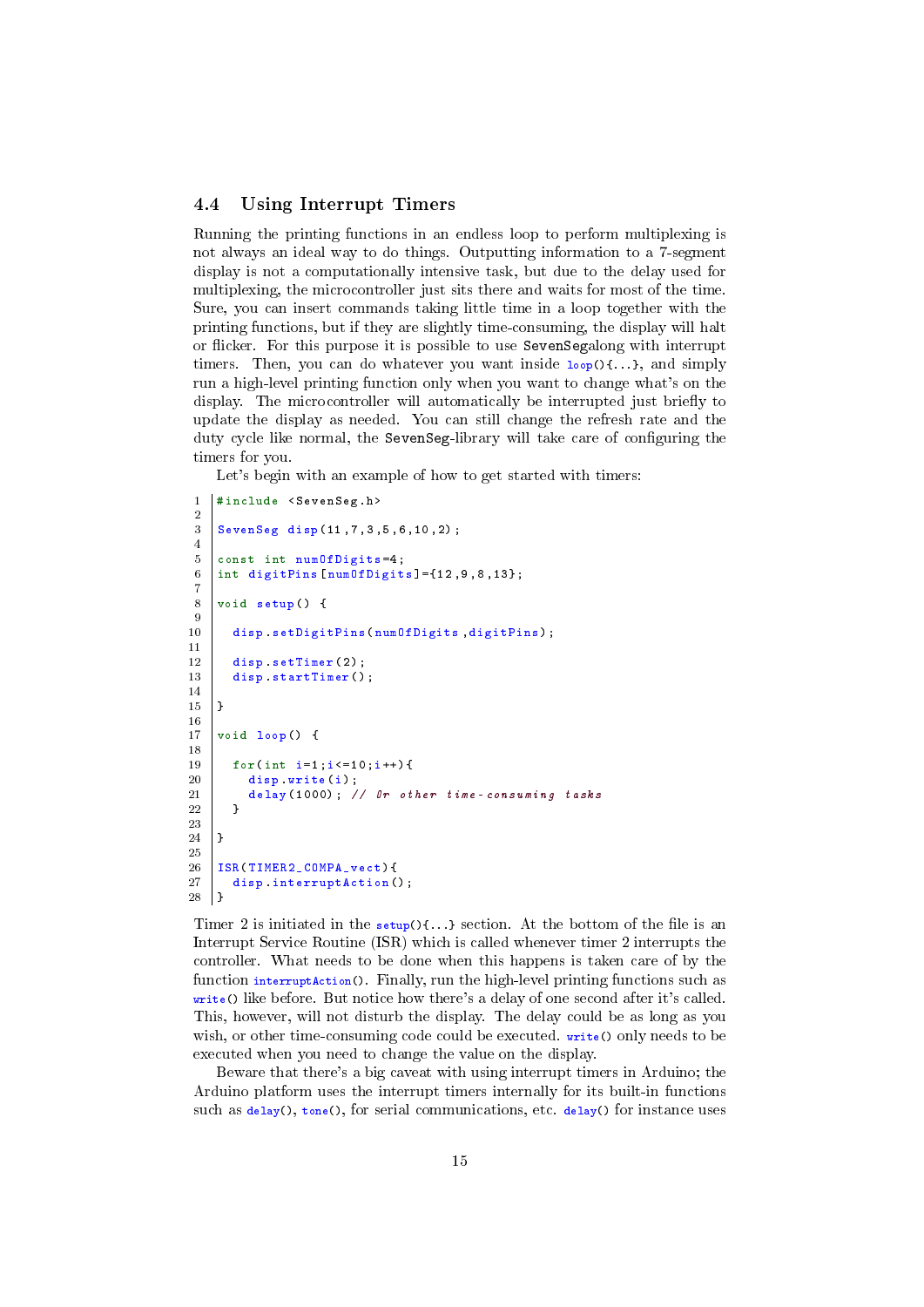## 4.4 Using Interrupt Timers

Running the printing functions in an endless loop to perform multiplexing is not always an ideal way to do things. Outputting information to a 7-segment display is not a computationally intensive task, but due to the delay used for multiplexing, the microcontroller just sits there and waits for most of the time. Sure, you can insert commands taking little time in a loop together with the printing functions, but if they are slightly time-consuming, the display will halt or flicker. For this purpose it is possible to use `SevenSeg`along with interrupt timers. Then, you can do whatever you want inside `loop(){...}`, and simply run a high-level printing function only when you want to change what's on the display. The microcontroller will automatically be interrupted just briefly to update the display as needed. You can still change the refresh rate and the duty cycle like normal, the `SevenSeg`-library will take care of configuring the timers for you.

Let's begin with an example of how to get started with timers:

```
#include <SevenSeg.h>

SevenSeg disp(11,7,3,5,6,10,2);

const int numOfDigits=4;
int digitPins[numOfDigits]={12,9,8,13};

void setup() {

  disp.setDigitPins(numOfDigits,digitPins);

  disp.setTimer(2);
  disp.startTimer();

}

void loop() {

  for(int i=1;i<=10;i++){
    disp.write(i);
    delay(1000); // Or other time-consuming tasks
  }

}

ISR(TIMER2_COMPA_vect){
  disp.interruptAction();
}
```

Timer 2 is initiated in the `setup(){...}` section. At the bottom of the file is an Interrupt Service Routine (ISR) which is called whenever timer 2 interrupts the controller. What needs to be done when this happens is taken care of by the function `interruptAction()`. Finally, run the high-level printing functions such as `write()` like before. But notice how there's a delay of one second after it's called. This, however, will not disturb the display. The delay could be as long as you wish, or other time-consuming code could be executed. `write()` only needs to be executed when you need to change the value on the display.

Beware that there's a big caveat with using interrupt timers in Arduino; the Arduino platform uses the interrupt timers internally for its built-in functions such as `delay()`, `tone()`, for serial communications, etc. `delay()` for instance uses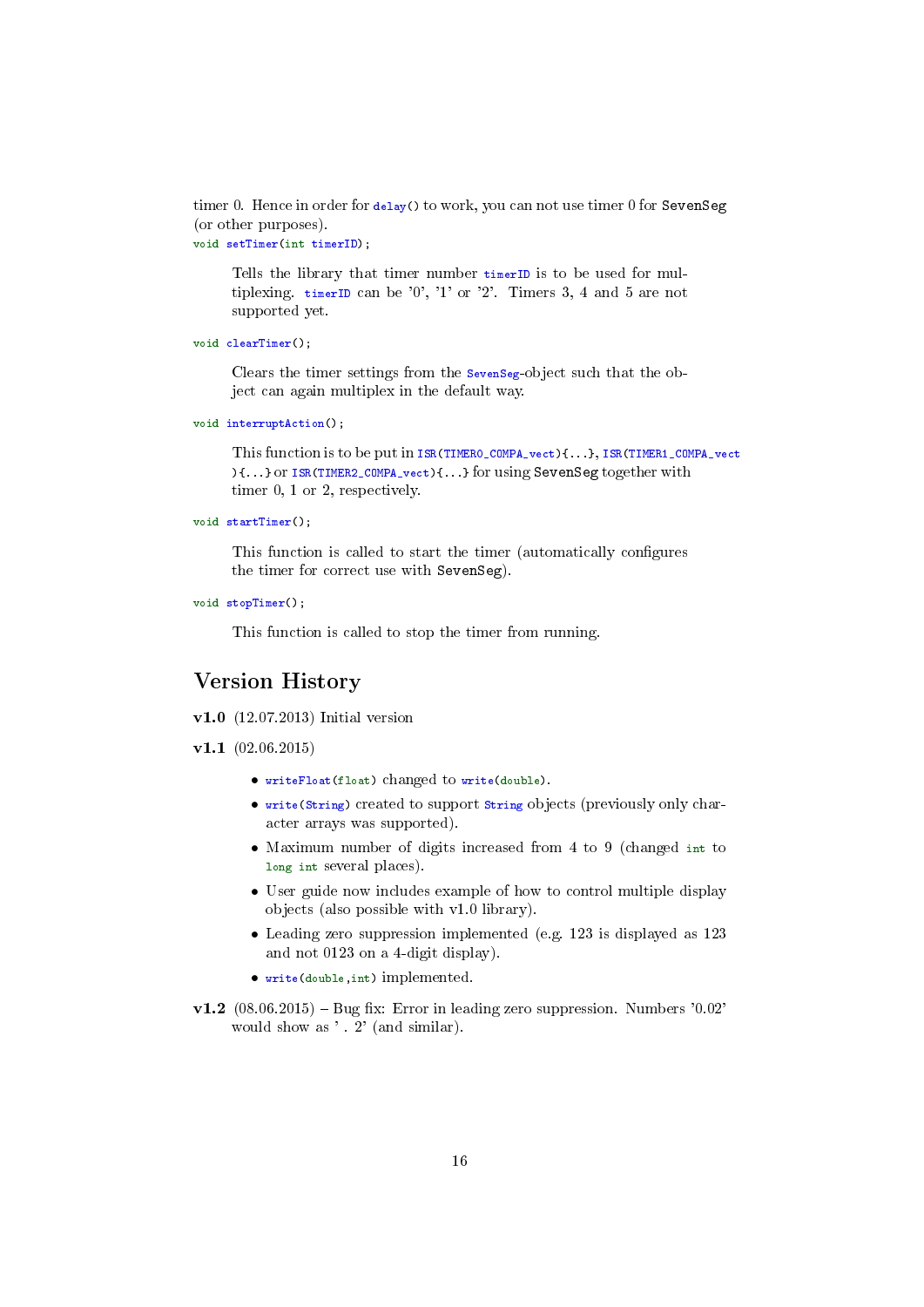timer 0. Hence in order for `delay()` to work, you can not use timer 0 for `SevenSeg` (or other purposes).

```
void setTimer(int timerID);
```

Tells the library that timer number `timerID` is to be used for multiplexing. `timerID` can be '0', '1' or '2'. Timers 3, 4 and 5 are not supported yet.

```
void clearTimer();
```

Clears the timer settings from the `SevenSeg`-object such that the object can again multiplex in the default way.

```
void interruptAction();
```

This function is to be put in `ISR(TIMER0_COMPA_vect){...}`, `ISR(TIMER1_COMPA_vect){...}` or `ISR(TIMER2_COMPA_vect){...}` for using `SevenSeg` together with timer 0, 1 or 2, respectively.

```
void startTimer();
```

This function is called to start the timer (automatically configures the timer for correct use with `SevenSeg`).

```
void stopTimer();
```

This function is called to stop the timer from running.

## Version History

**v1.0** (12.07.2013) Initial version

**v1.1** (02.06.2015)

- `writeFloat(float)` changed to `write(double)`.
- `write(String)` created to support `String` objects (previously only character arrays was supported).
- Maximum number of digits increased from 4 to 9 (changed `int` to `long int` several places).
- User guide now includes example of how to control multiple display objects (also possible with v1.0 library).
- Leading zero suppression implemented (e.g. 123 is displayed as 123 and not 0123 on a 4-digit display).
- `write(double,int)` implemented.

**v1.2** (08.06.2015) – Bug fix: Error in leading zero suppression. Numbers '0.02' would show as ' . 2' (and similar).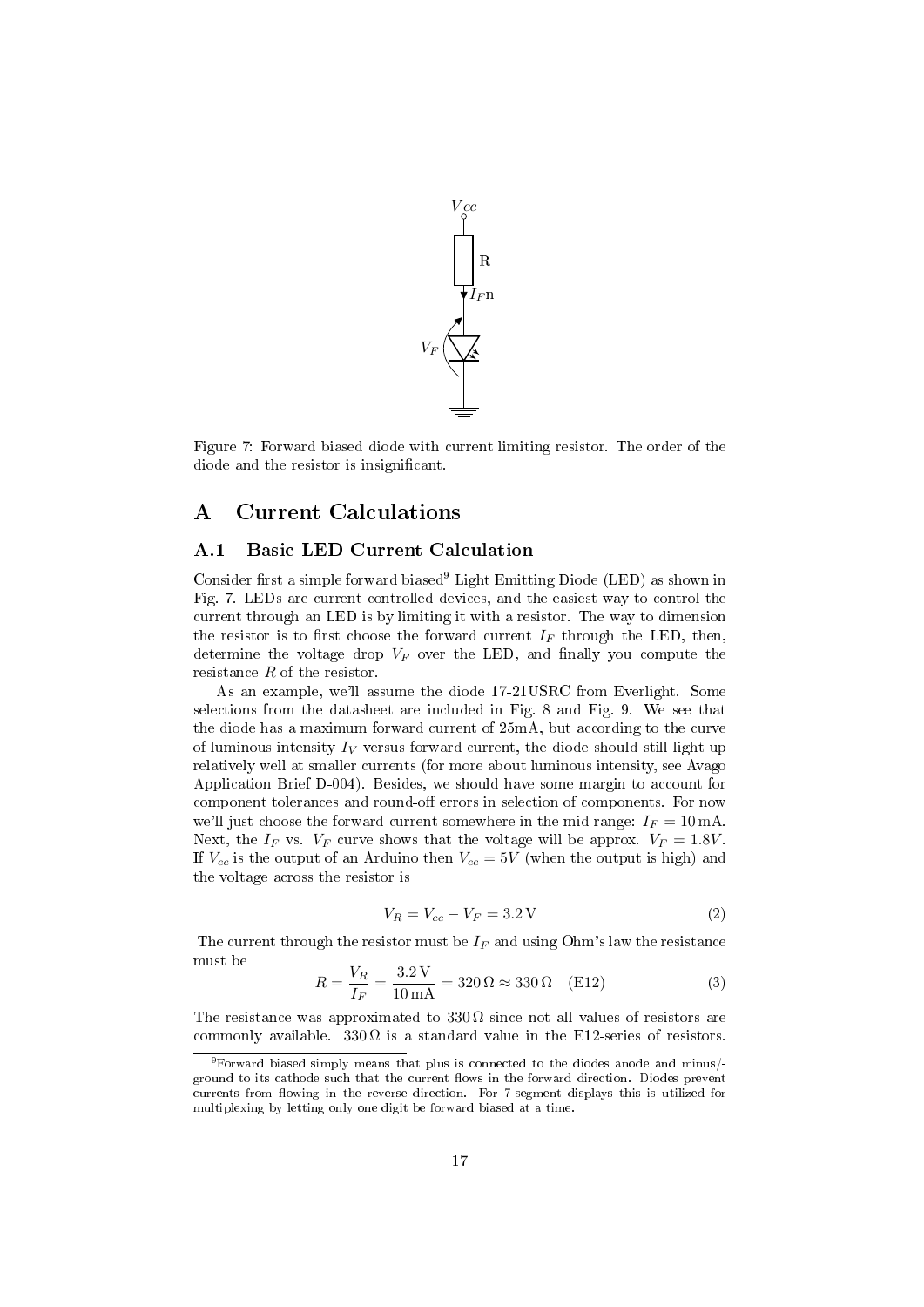Figure 7: Forward biased diode with current limiting resistor. The order of the diode and the resistor is insignificant.

# A Current Calculations

## A.1 Basic LED Current Calculation

Consider first a simple forward biased[9] Light Emitting Diode (LED) as shown in Fig. 7. LEDs are current controlled devices, and the easiest way to control the current through an LED is by limiting it with a resistor. The way to dimension the resistor is to first choose the forward current $I_F$ through the LED, then, determine the voltage drop $V_F$ over the LED, and finally you compute the resistance $R$ of the resistor.

As an example, we'll assume the diode 17-21USRC from Everlight. Some selections from the datasheet are included in Fig. 8 and Fig. 9. We see that the diode has a maximum forward current of 25mA, but according to the curve of luminous intensity $I_V$ versus forward current, the diode should still light up relatively well at smaller currents (for more about luminous intensity, see Avago Application Brief D-004). Besides, we should have some margin to account for component tolerances and round-off errors in selection of components. For now we'll just choose the forward current somewhere in the mid-range: $I_F = 10\,\text{mA}$. Next, the $I_F$ vs. $V_F$ curve shows that the voltage will be approx. $V_F = 1.8V$. If $V_{cc}$ is the output of an Arduino then $V_{cc} = 5V$ (when the output is high) and the voltage across the resistor is

$$V_R = V_{cc} - V_F = 3.2\,\text{V} \tag{2}$$

The current through the resistor must be $I_F$ and using Ohm's law the resistance must be

$$R = \frac{V_R}{I_F} = \frac{3.2\,\text{V}}{10\,\text{mA}} = 320\,\Omega \approx 330\,\Omega \quad \text{(E12)} \tag{3}$$

The resistance was approximated to $330\,\Omega$ since not all values of resistors are commonly available. $330\,\Omega$ is a standard value in the E12-series of resistors.

[9] Forward biased simply means that plus is connected to the diodes anode and minus/-ground to its cathode such that the current flows in the forward direction. Diodes prevent currents from flowing in the reverse direction. For 7-segment displays this is utilized for multiplexing by letting only one digit be forward biased at a time.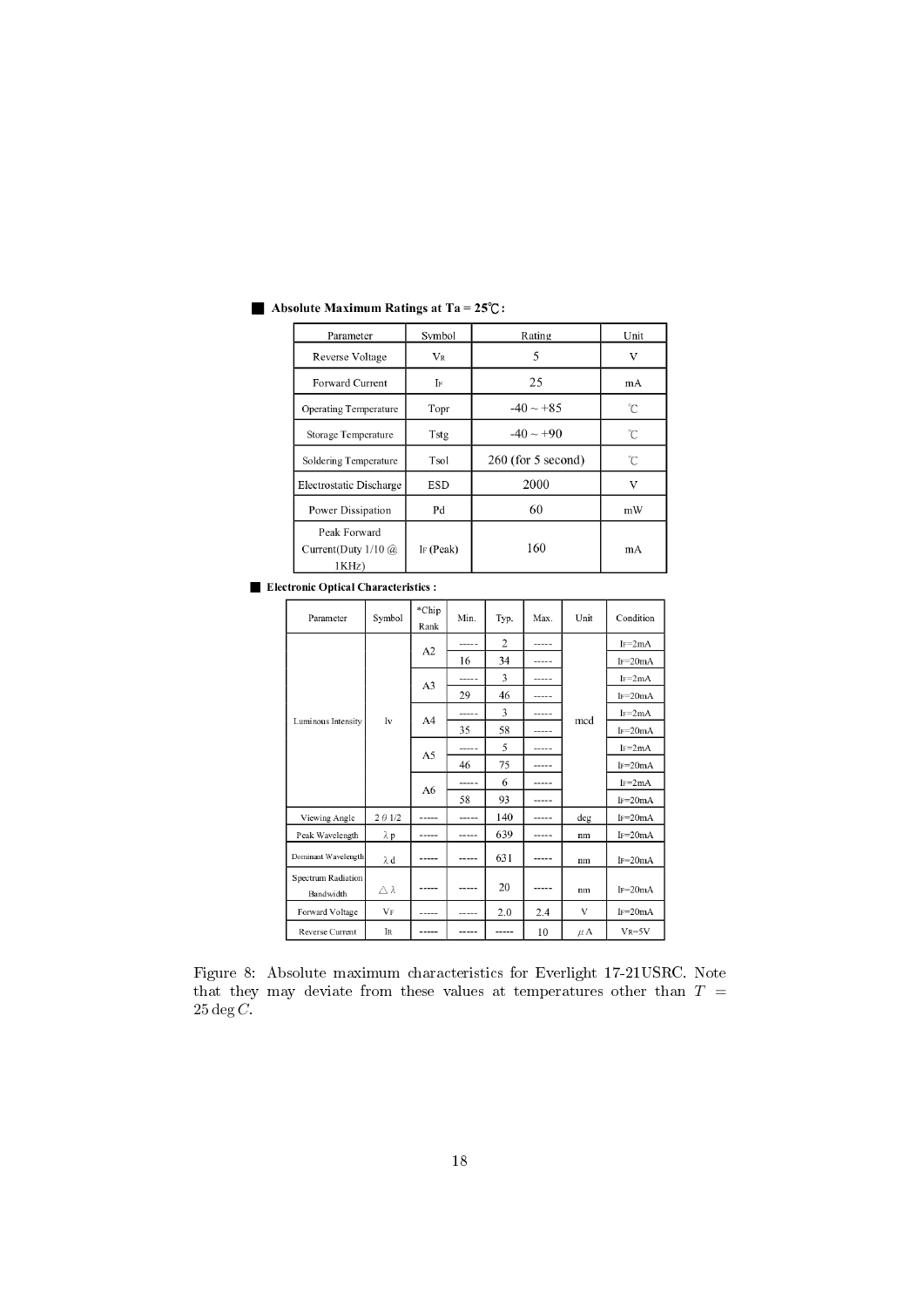**Absolute Maximum Ratings at Ta = 25℃:**

| Parameter | Symbol | Rating | Unit |
|---|---|---|---|
| Reverse Voltage | $V_R$ | 5 | V |
| Forward Current | $I_F$ | 25 | mA |
| Operating Temperature | Topr | -40 ~ +85 | ℃ |
| Storage Temperature | Tstg | -40 ~ +90 | ℃ |
| Soldering Temperature | Tsol | 260 (for 5 second) | ℃ |
| Electrostatic Discharge | ESD | 2000 | V |
| Power Dissipation | Pd | 60 | mW |
| Peak Forward Current(Duty 1/10 @ 1KHz) | $I_F$ (Peak) | 160 | mA |

**Electronic Optical Characteristics :**

| Parameter | Symbol | *Chip Rank | Min. | Typ. | Max. | Unit | Condition |
|---|---|---|---|---|---|---|---|
| Luminous Intensity | Iv | A2 | ----- | 2 | ----- | mcd | $I_F$=2mA |
| | | | 16 | 34 | ----- | | $I_F$=20mA |
| | | A3 | ----- | 3 | ----- | | $I_F$=2mA |
| | | | 29 | 46 | ----- | | $I_F$=20mA |
| | | A4 | ----- | 3 | ----- | | $I_F$=2mA |
| | | | 35 | 58 | ----- | | $I_F$=20mA |
| | | A5 | ----- | 5 | ----- | | $I_F$=2mA |
| | | | 46 | 75 | ----- | | $I_F$=20mA |
| | | A6 | ----- | 6 | ----- | | $I_F$=2mA |
| | | | 58 | 93 | ----- | | $I_F$=20mA |
| Viewing Angle | $2\theta 1/2$ | ----- | ----- | 140 | ----- | deg | $I_F$=20mA |
| Peak Wavelength | $\lambda p$ | ----- | ----- | 639 | ----- | nm | $I_F$=20mA |
| Dominant Wavelength | $\lambda d$ | ----- | ----- | 631 | ----- | nm | $I_F$=20mA |
| Spectrum Radiation Bandwidth | $\triangle\lambda$ | ----- | ----- | 20 | ----- | nm | $I_F$=20mA |
| Forward Voltage | $V_F$ | ----- | ----- | 2.0 | 2.4 | V | $I_F$=20mA |
| Reverse Current | $I_R$ | ----- | ----- | ----- | 10 | $\mu$A | $V_R$=5V |

Figure 8: Absolute maximum characteristics for Everlight 17-21USRC. Note that they may deviate from these values at temperatures other than $T = 25 \deg C$.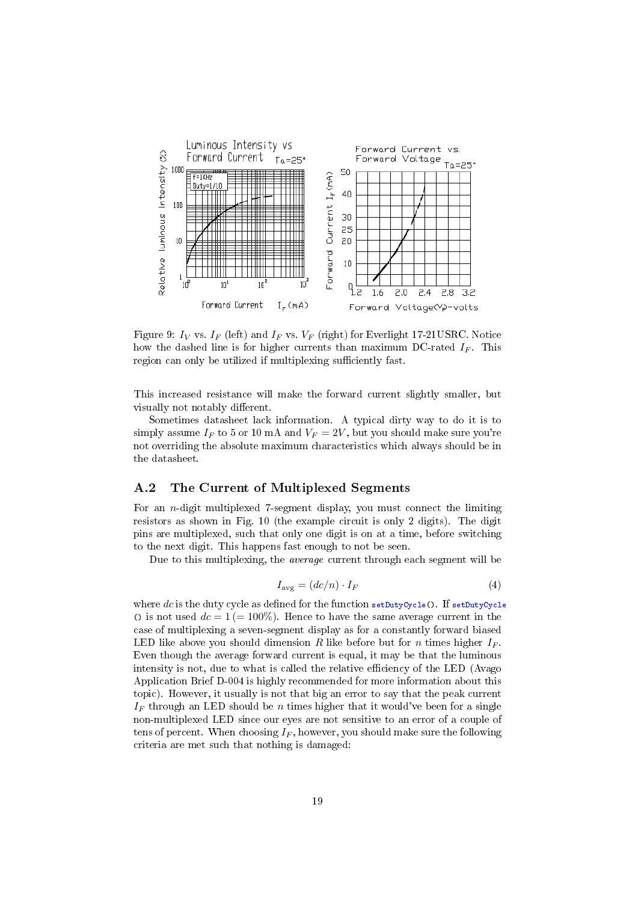Figure 9: $I_V$ vs. $I_F$ (left) and $I_F$ vs. $V_F$ (right) for Everlight 17-21USRC. Notice how the dashed line is for higher currents than maximum DC-rated $I_F$. This region can only be utilized if multiplexing sufficiently fast.

This increased resistance will make the forward current slightly smaller, but visually not notably different.

Sometimes datasheet lack information. A typical dirty way to do it is to simply assume $I_F$ to 5 or 10 mA and $V_F = 2V$, but you should make sure you're not overriding the absolute maximum characteristics which always should be in the datasheet.

## A.2 The Current of Multiplexed Segments

For an $n$-digit multiplexed 7-segment display, you must connect the limiting resistors as shown in Fig. 10 (the example circuit is only 2 digits). The digit pins are multiplexed, such that only one digit is on at a time, before switching to the next digit. This happens fast enough to not be seen.

Due to this multiplexing, the *average* current through each segment will be

$$I_{\text{avg}} = (dc/n) \cdot I_F \tag{4}$$

where $dc$ is the duty cycle as defined for the function `setDutyCycle()`. If `setDutyCycle()` is not used $dc = 1$ ($= 100\%$). Hence to have the same average current in the case of multiplexing a seven-segment display as for a constantly forward biased LED like above you should dimension $R$ like before but for $n$ times higher $I_F$. Even though the average forward current is equal, it may be that the luminous intensity is not, due to what is called the relative efficiency of the LED (Avago Application Brief D-004 is highly recommended for more information about this topic). However, it usually is not that big an error to say that the peak current $I_F$ through an LED should be $n$ times higher that it would've been for a single non-multiplexed LED since our eyes are not sensitive to an error of a couple of tens of percent. When choosing $I_F$, however, you should make sure the following criteria are met such that nothing is damaged: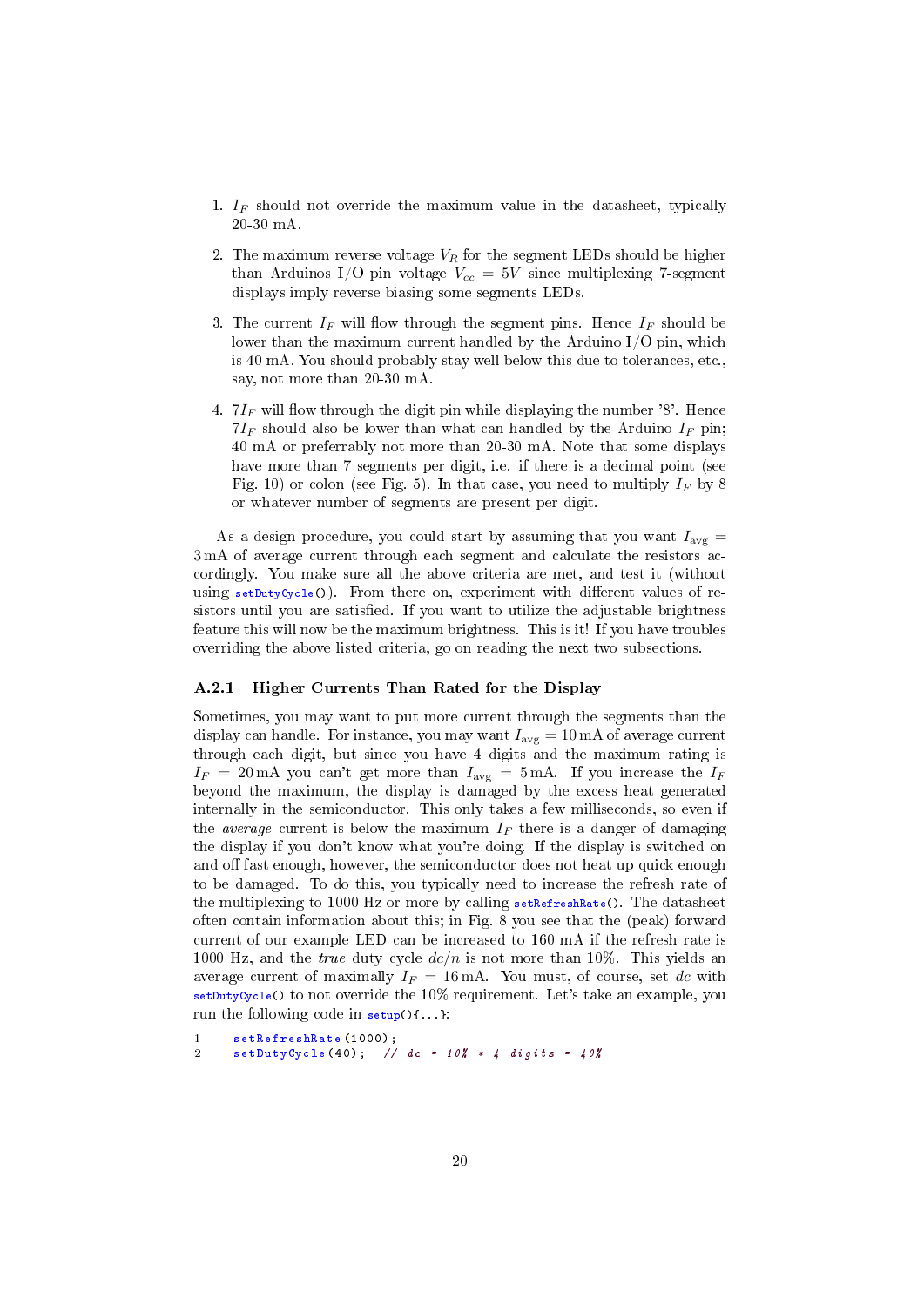1. $I_F$ should not override the maximum value in the datasheet, typically 20-30 mA.

2. The maximum reverse voltage $V_R$ for the segment LEDs should be higher than Arduinos I/O pin voltage $V_{cc} = 5V$ since multiplexing 7-segment displays imply reverse biasing some segments LEDs.

3. The current $I_F$ will flow through the segment pins. Hence $I_F$ should be lower than the maximum current handled by the Arduino I/O pin, which is 40 mA. You should probably stay well below this due to tolerances, etc., say, not more than 20-30 mA.

4. $7I_F$ will flow through the digit pin while displaying the number '8'. Hence $7I_F$ should also be lower than what can handled by the Arduino $I_F$ pin; 40 mA or preferrably not more than 20-30 mA. Note that some displays have more than 7 segments per digit, i.e. if there is a decimal point (see Fig. 10) or colon (see Fig. 5). In that case, you need to multiply $I_F$ by 8 or whatever number of segments are present per digit.

As a design procedure, you could start by assuming that you want $I_{\text{avg}} = 3\,\text{mA}$ of average current through each segment and calculate the resistors accordingly. You make sure all the above criteria are met, and test it (without using `setDutyCycle()`). From there on, experiment with different values of resistors until you are satisfied. If you want to utilize the adjustable brightness feature this will now be the maximum brightness. This is it! If you have troubles overriding the above listed criteria, go on reading the next two subsections.

### A.2.1 Higher Currents Than Rated for the Display

Sometimes, you may want to put more current through the segments than the display can handle. For instance, you may want $I_{\text{avg}} = 10\,\text{mA}$ of average current through each digit, but since you have 4 digits and the maximum rating is $I_F = 20\,\text{mA}$ you can't get more than $I_{\text{avg}} = 5\,\text{mA}$. If you increase the $I_F$ beyond the maximum, the display is damaged by the excess heat generated internally in the semiconductor. This only takes a few milliseconds, so even if the *average* current is below the maximum $I_F$ there is a danger of damaging the display if you don't know what you're doing. If the display is switched on and off fast enough, however, the semiconductor does not heat up quick enough to be damaged. To do this, you typically need to increase the refresh rate of the multiplexing to 1000 Hz or more by calling `setRefreshRate()`. The datasheet often contain information about this; in Fig. 8 you see that the (peak) forward current of our example LED can be increased to 160 mA if the refresh rate is 1000 Hz, and the *true* duty cycle $dc/n$ is not more than 10%. This yields an average current of maximally $I_F = 16\,\text{mA}$. You must, of course, set $dc$ with `setDutyCycle()` to not override the 10% requirement. Let's take an example, you run the following code in `setup(){...}`:

```
setRefreshRate(1000);
setDutyCycle(40);   // dc = 10% * 4 digits = 40%
```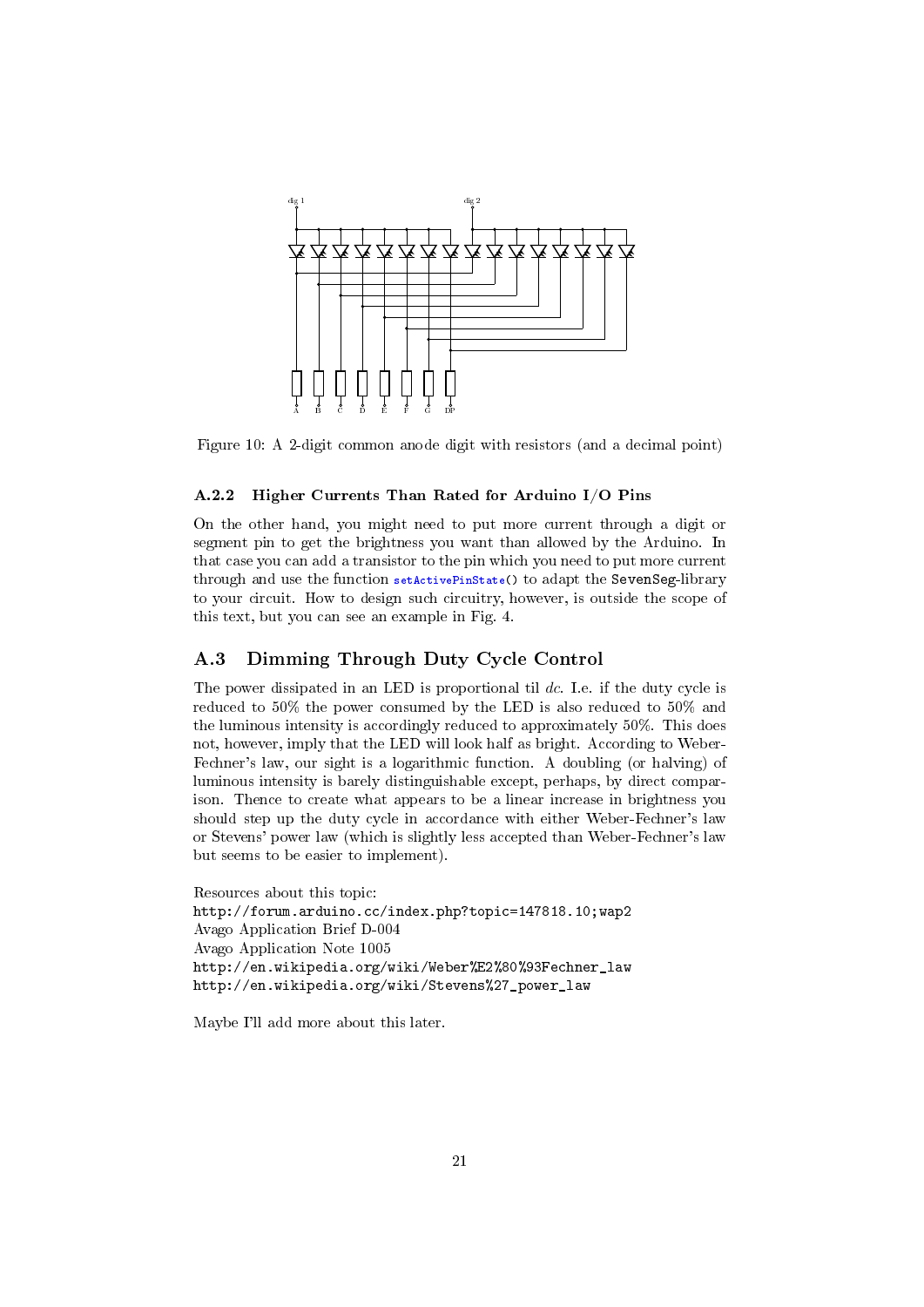dig 1
dig 2

A B C D E F G DP

Figure 10: A 2-digit common anode digit with resistors (and a decimal point)

### A.2.2 Higher Currents Than Rated for Arduino I/O Pins

On the other hand, you might need to put more current through a digit or segment pin to get the brightness you want than allowed by the Arduino. In that case you can add a transistor to the pin which you need to put more current through and use the function `setActivePinState()` to adapt the `SevenSeg`-library to your circuit. How to design such circuitry, however, is outside the scope of this text, but you can see an example in Fig. 4.

## A.3 Dimming Through Duty Cycle Control

The power dissipated in an LED is proportional til *dc*. I.e. if the duty cycle is reduced to 50% the power consumed by the LED is also reduced to 50% and the luminous intensity is accordingly reduced to approximately 50%. This does not, however, imply that the LED will look half as bright. According to Weber-Fechner's law, our sight is a logarithmic function. A doubling (or halving) of luminous intensity is barely distinguishable except, perhaps, by direct comparison. Thence to create what appears to be a linear increase in brightness you should step up the duty cycle in accordance with either Weber-Fechner's law or Stevens' power law (which is slightly less accepted than Weber-Fechner's law but seems to be easier to implement).

Resources about this topic:
`http://forum.arduino.cc/index.php?topic=147818.10;wap2`
Avago Application Brief D-004
Avago Application Note 1005
`http://en.wikipedia.org/wiki/Weber%E2%80%93Fechner_law`
`http://en.wikipedia.org/wiki/Stevens%27_power_law`

Maybe I'll add more about this later.